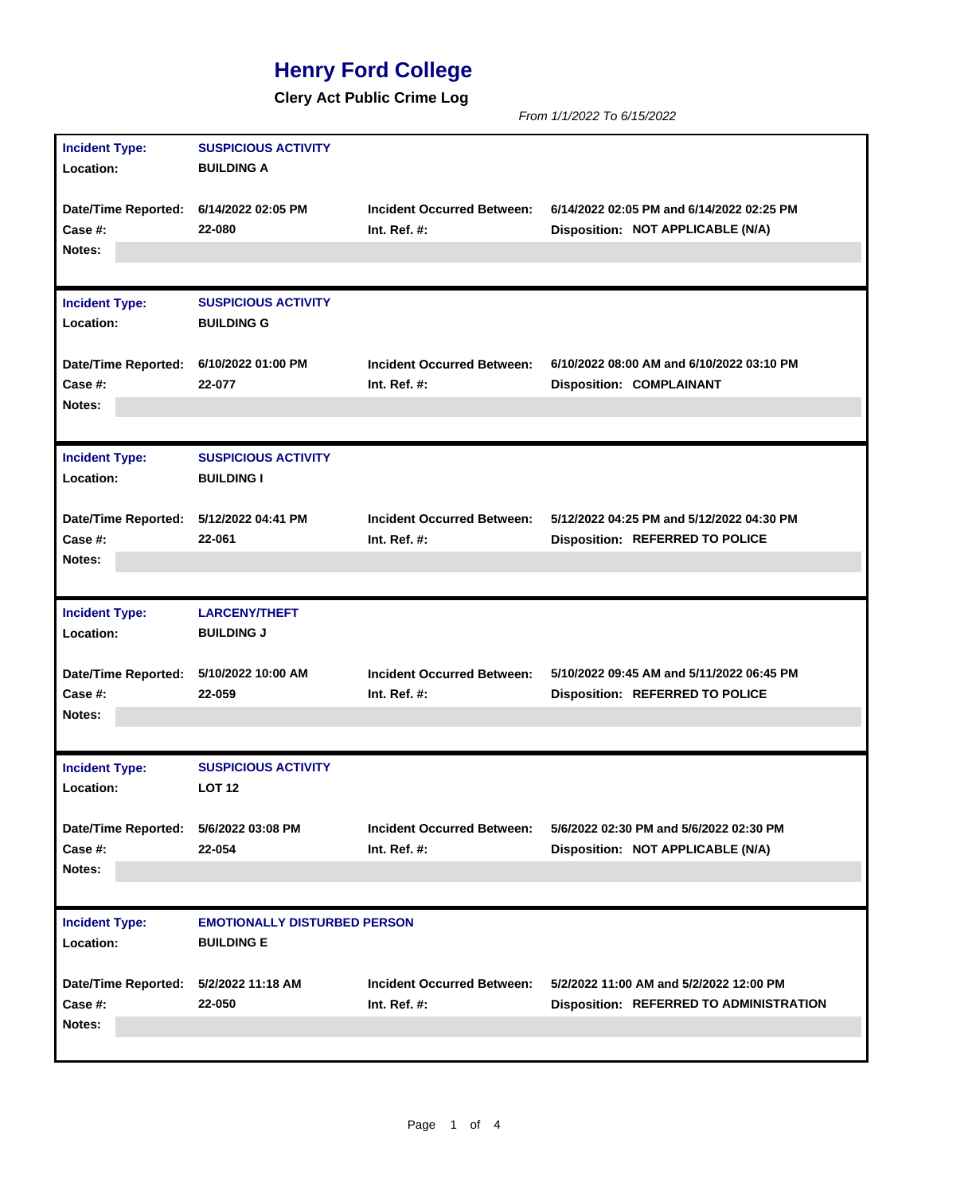# Henry Ford College

**Clery Act Public Crime Log**

*From 1/1/2022 To 6/15/2022*

| | | | |
|---|---|---|---|
| **Incident Type:** | **SUSPICIOUS ACTIVITY** | | |
| **Location:** | **BUILDING A** | | |
| **Date/Time Reported:** | 6/14/2022 02:05 PM | **Incident Occurred Between:** | 6/14/2022 02:05 PM and 6/14/2022 02:25 PM |
| **Case #:** | 22-080 | **Int. Ref. #:** | **Disposition:** NOT APPLICABLE (N/A) |
| **Notes:** | | | |

| | | | |
|---|---|---|---|
| **Incident Type:** | **SUSPICIOUS ACTIVITY** | | |
| **Location:** | **BUILDING G** | | |
| **Date/Time Reported:** | 6/10/2022 01:00 PM | **Incident Occurred Between:** | 6/10/2022 08:00 AM and 6/10/2022 03:10 PM |
| **Case #:** | 22-077 | **Int. Ref. #:** | **Disposition:** COMPLAINANT |
| **Notes:** | | | |

| | | | |
|---|---|---|---|
| **Incident Type:** | **SUSPICIOUS ACTIVITY** | | |
| **Location:** | **BUILDING I** | | |
| **Date/Time Reported:** | 5/12/2022 04:41 PM | **Incident Occurred Between:** | 5/12/2022 04:25 PM and 5/12/2022 04:30 PM |
| **Case #:** | 22-061 | **Int. Ref. #:** | **Disposition:** REFERRED TO POLICE |
| **Notes:** | | | |

| | | | |
|---|---|---|---|
| **Incident Type:** | **LARCENY/THEFT** | | |
| **Location:** | **BUILDING J** | | |
| **Date/Time Reported:** | 5/10/2022 10:00 AM | **Incident Occurred Between:** | 5/10/2022 09:45 AM and 5/11/2022 06:45 PM |
| **Case #:** | 22-059 | **Int. Ref. #:** | **Disposition:** REFERRED TO POLICE |
| **Notes:** | | | |

| | | | |
|---|---|---|---|
| **Incident Type:** | **SUSPICIOUS ACTIVITY** | | |
| **Location:** | **LOT 12** | | |
| **Date/Time Reported:** | 5/6/2022 03:08 PM | **Incident Occurred Between:** | 5/6/2022 02:30 PM and 5/6/2022 02:30 PM |
| **Case #:** | 22-054 | **Int. Ref. #:** | **Disposition:** NOT APPLICABLE (N/A) |
| **Notes:** | | | |

| | | | |
|---|---|---|---|
| **Incident Type:** | **EMOTIONALLY DISTURBED PERSON** | | |
| **Location:** | **BUILDING E** | | |
| **Date/Time Reported:** | 5/2/2022 11:18 AM | **Incident Occurred Between:** | 5/2/2022 11:00 AM and 5/2/2022 12:00 PM |
| **Case #:** | 22-050 | **Int. Ref. #:** | **Disposition:** REFERRED TO ADMINISTRATION |
| **Notes:** | | | |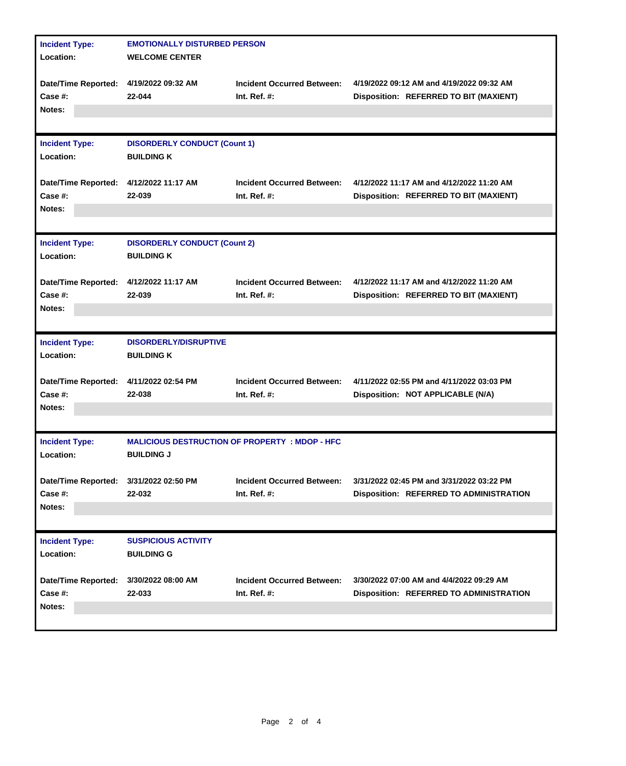| | | | |
|---|---|---|---|
| **Incident Type:** | **EMOTIONALLY DISTURBED PERSON** | | |
| **Location:** | **WELCOME CENTER** | | |
| **Date/Time Reported:** | **4/19/2022 09:32 AM** | **Incident Occurred Between:** | **4/19/2022 09:12 AM and 4/19/2022 09:32 AM** |
| **Case #:** | **22-044** | **Int. Ref. #:** | **Disposition: REFERRED TO BIT (MAXIENT)** |
| **Notes:** | | | |

| | | | |
|---|---|---|---|
| **Incident Type:** | **DISORDERLY CONDUCT (Count 1)** | | |
| **Location:** | **BUILDING K** | | |
| **Date/Time Reported:** | **4/12/2022 11:17 AM** | **Incident Occurred Between:** | **4/12/2022 11:17 AM and 4/12/2022 11:20 AM** |
| **Case #:** | **22-039** | **Int. Ref. #:** | **Disposition: REFERRED TO BIT (MAXIENT)** |
| **Notes:** | | | |

| | | | |
|---|---|---|---|
| **Incident Type:** | **DISORDERLY CONDUCT (Count 2)** | | |
| **Location:** | **BUILDING K** | | |
| **Date/Time Reported:** | **4/12/2022 11:17 AM** | **Incident Occurred Between:** | **4/12/2022 11:17 AM and 4/12/2022 11:20 AM** |
| **Case #:** | **22-039** | **Int. Ref. #:** | **Disposition: REFERRED TO BIT (MAXIENT)** |
| **Notes:** | | | |

| | | | |
|---|---|---|---|
| **Incident Type:** | **DISORDERLY/DISRUPTIVE** | | |
| **Location:** | **BUILDING K** | | |
| **Date/Time Reported:** | **4/11/2022 02:54 PM** | **Incident Occurred Between:** | **4/11/2022 02:55 PM and 4/11/2022 03:03 PM** |
| **Case #:** | **22-038** | **Int. Ref. #:** | **Disposition: NOT APPLICABLE (N/A)** |
| **Notes:** | | | |

| | | | |
|---|---|---|---|
| **Incident Type:** | **MALICIOUS DESTRUCTION OF PROPERTY : MDOP - HFC** | | |
| **Location:** | **BUILDING J** | | |
| **Date/Time Reported:** | **3/31/2022 02:50 PM** | **Incident Occurred Between:** | **3/31/2022 02:45 PM and 3/31/2022 03:22 PM** |
| **Case #:** | **22-032** | **Int. Ref. #:** | **Disposition: REFERRED TO ADMINISTRATION** |
| **Notes:** | | | |

| | | | |
|---|---|---|---|
| **Incident Type:** | **SUSPICIOUS ACTIVITY** | | |
| **Location:** | **BUILDING G** | | |
| **Date/Time Reported:** | **3/30/2022 08:00 AM** | **Incident Occurred Between:** | **3/30/2022 07:00 AM and 4/4/2022 09:29 AM** |
| **Case #:** | **22-033** | **Int. Ref. #:** | **Disposition: REFERRED TO ADMINISTRATION** |
| **Notes:** | | | |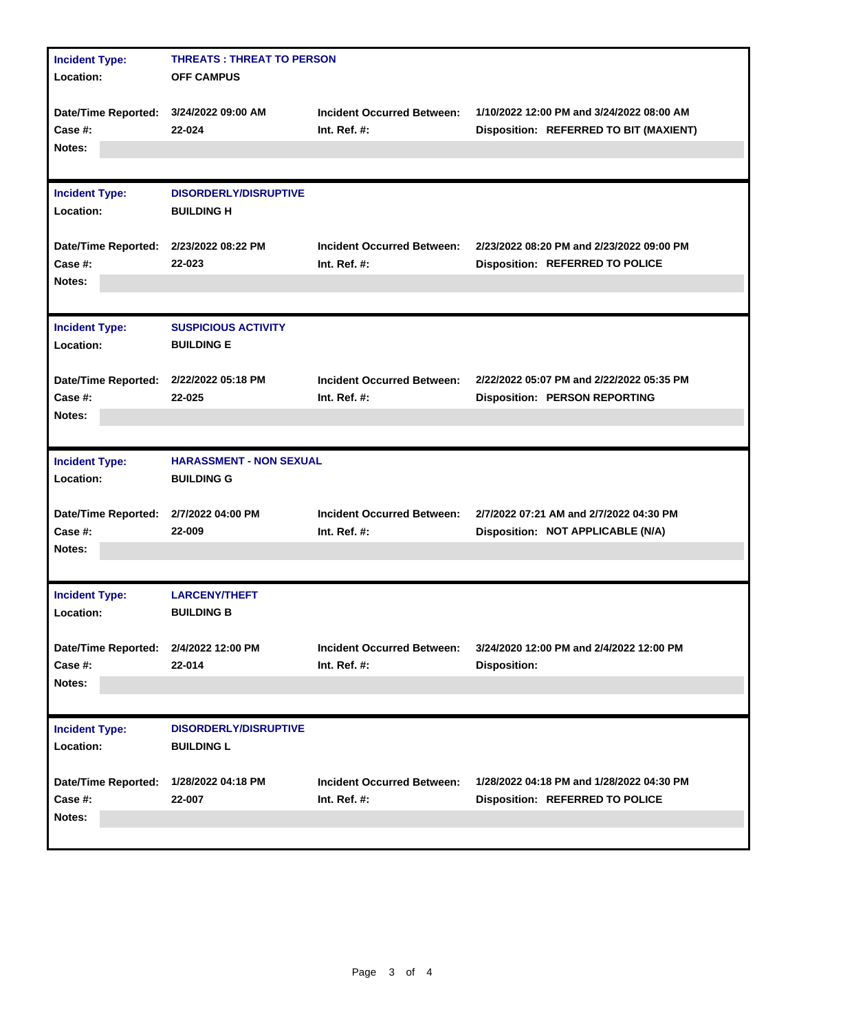**Incident Type:** THREATS : THREAT TO PERSON
**Location:** OFF CAMPUS

| | | | |
|---|---|---|---|
| **Date/Time Reported:** | 3/24/2022 09:00 AM | **Incident Occurred Between:** | 1/10/2022 12:00 PM and 3/24/2022 08:00 AM |
| **Case #:** | 22-024 | **Int. Ref. #:** | **Disposition:** REFERRED TO BIT (MAXIENT) |
| **Notes:** | | | |

---

**Incident Type:** DISORDERLY/DISRUPTIVE
**Location:** BUILDING H

| | | | |
|---|---|---|---|
| **Date/Time Reported:** | 2/23/2022 08:22 PM | **Incident Occurred Between:** | 2/23/2022 08:20 PM and 2/23/2022 09:00 PM |
| **Case #:** | 22-023 | **Int. Ref. #:** | **Disposition:** REFERRED TO POLICE |
| **Notes:** | | | |

---

**Incident Type:** SUSPICIOUS ACTIVITY
**Location:** BUILDING E

| | | | |
|---|---|---|---|
| **Date/Time Reported:** | 2/22/2022 05:18 PM | **Incident Occurred Between:** | 2/22/2022 05:07 PM and 2/22/2022 05:35 PM |
| **Case #:** | 22-025 | **Int. Ref. #:** | **Disposition:** PERSON REPORTING |
| **Notes:** | | | |

---

**Incident Type:** HARASSMENT - NON SEXUAL
**Location:** BUILDING G

| | | | |
|---|---|---|---|
| **Date/Time Reported:** | 2/7/2022 04:00 PM | **Incident Occurred Between:** | 2/7/2022 07:21 AM and 2/7/2022 04:30 PM |
| **Case #:** | 22-009 | **Int. Ref. #:** | **Disposition:** NOT APPLICABLE (N/A) |
| **Notes:** | | | |

---

**Incident Type:** LARCENY/THEFT
**Location:** BUILDING B

| | | | |
|---|---|---|---|
| **Date/Time Reported:** | 2/4/2022 12:00 PM | **Incident Occurred Between:** | 3/24/2020 12:00 PM and 2/4/2022 12:00 PM |
| **Case #:** | 22-014 | **Int. Ref. #:** | **Disposition:** |
| **Notes:** | | | |

---

**Incident Type:** DISORDERLY/DISRUPTIVE
**Location:** BUILDING L

| | | | |
|---|---|---|---|
| **Date/Time Reported:** | 1/28/2022 04:18 PM | **Incident Occurred Between:** | 1/28/2022 04:18 PM and 1/28/2022 04:30 PM |
| **Case #:** | 22-007 | **Int. Ref. #:** | **Disposition:** REFERRED TO POLICE |
| **Notes:** | | | |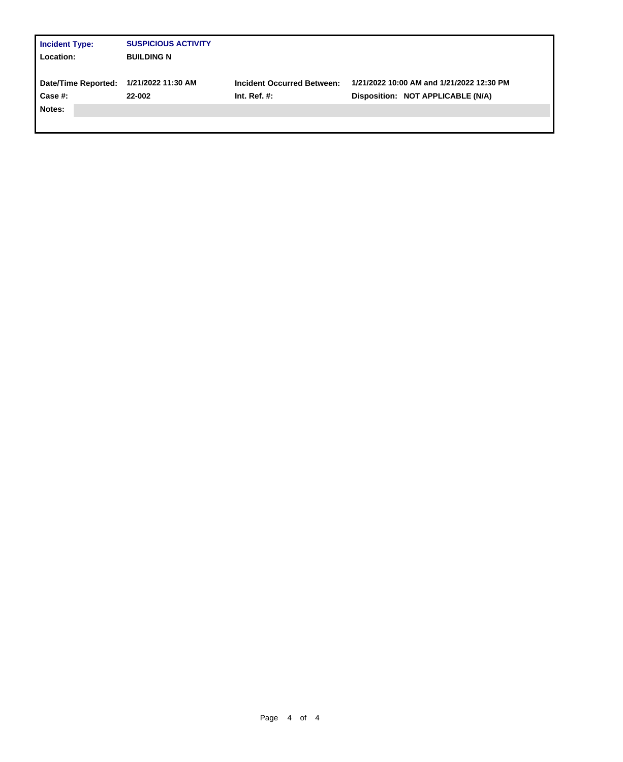| | | | |
|---|---|---|---|
| **Incident Type:** | **SUSPICIOUS ACTIVITY** | | |
| **Location:** | **BUILDING N** | | |
| **Date/Time Reported:** | **1/21/2022 11:30 AM** | **Incident Occurred Between:** | **1/21/2022 10:00 AM and 1/21/2022 12:30 PM** |
| **Case #:** | **22-002** | **Int. Ref. #:** | **Disposition: NOT APPLICABLE (N/A)** |
| **Notes:** | | | |